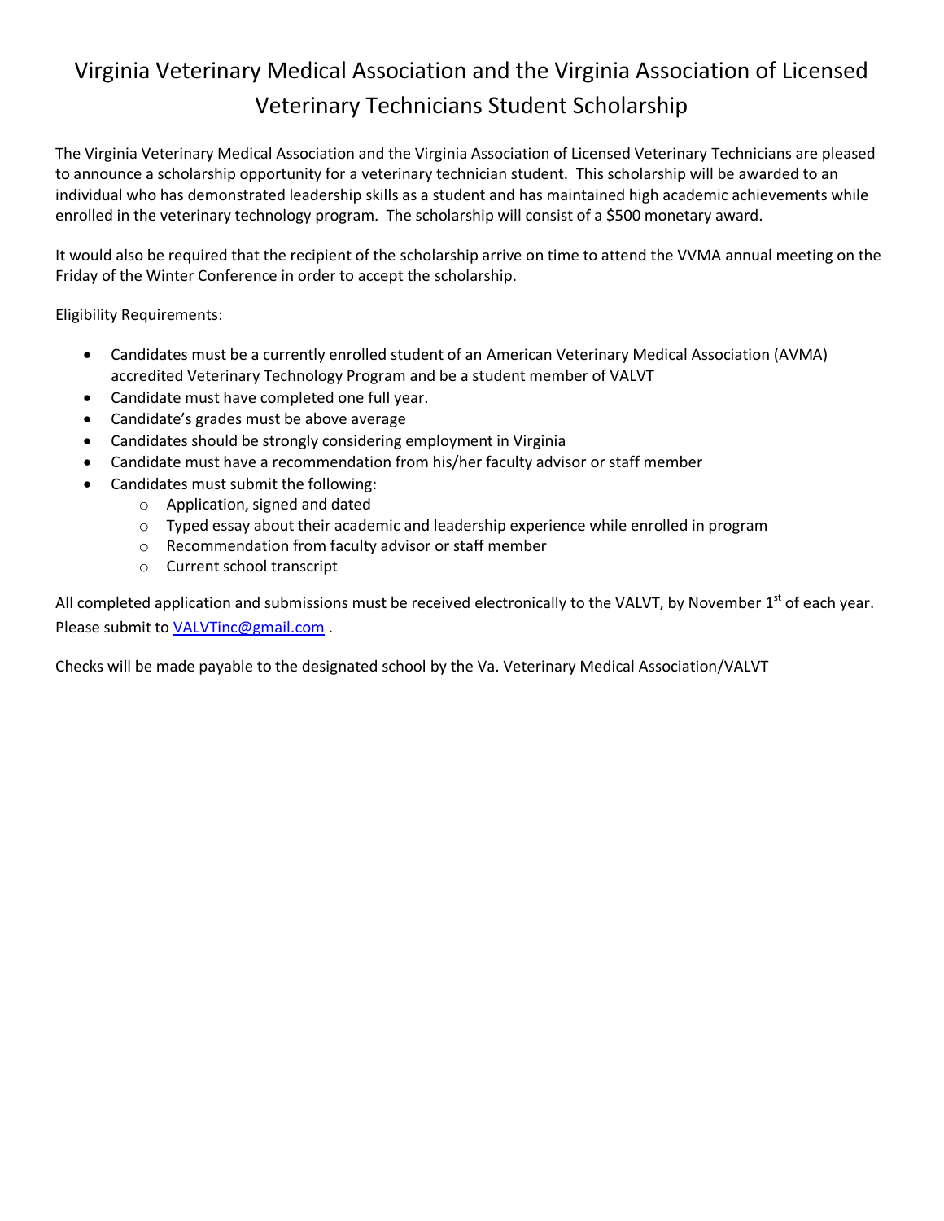# Virginia Veterinary Medical Association and the Virginia Association of Licensed Veterinary Technicians Student Scholarship

The Virginia Veterinary Medical Association and the Virginia Association of Licensed Veterinary Technicians are pleased to announce a scholarship opportunity for a veterinary technician student. This scholarship will be awarded to an individual who has demonstrated leadership skills as a student and has maintained high academic achievements while enrolled in the veterinary technology program. The scholarship will consist of a $500 monetary award.

It would also be required that the recipient of the scholarship arrive on time to attend the VVMA annual meeting on the Friday of the Winter Conference in order to accept the scholarship.

Eligibility Requirements:

- Candidates must be a currently enrolled student of an American Veterinary Medical Association (AVMA) accredited Veterinary Technology Program and be a student member of VALVT
- Candidate must have completed one full year.
- Candidate's grades must be above average
- Candidates should be strongly considering employment in Virginia
- Candidate must have a recommendation from his/her faculty advisor or staff member
- Candidates must submit the following:
  - Application, signed and dated
  - Typed essay about their academic and leadership experience while enrolled in program
  - Recommendation from faculty advisor or staff member
  - Current school transcript

All completed application and submissions must be received electronically to the VALVT, by November 1st of each year. Please submit to VALVTinc@gmail.com .

Checks will be made payable to the designated school by the Va. Veterinary Medical Association/VALVT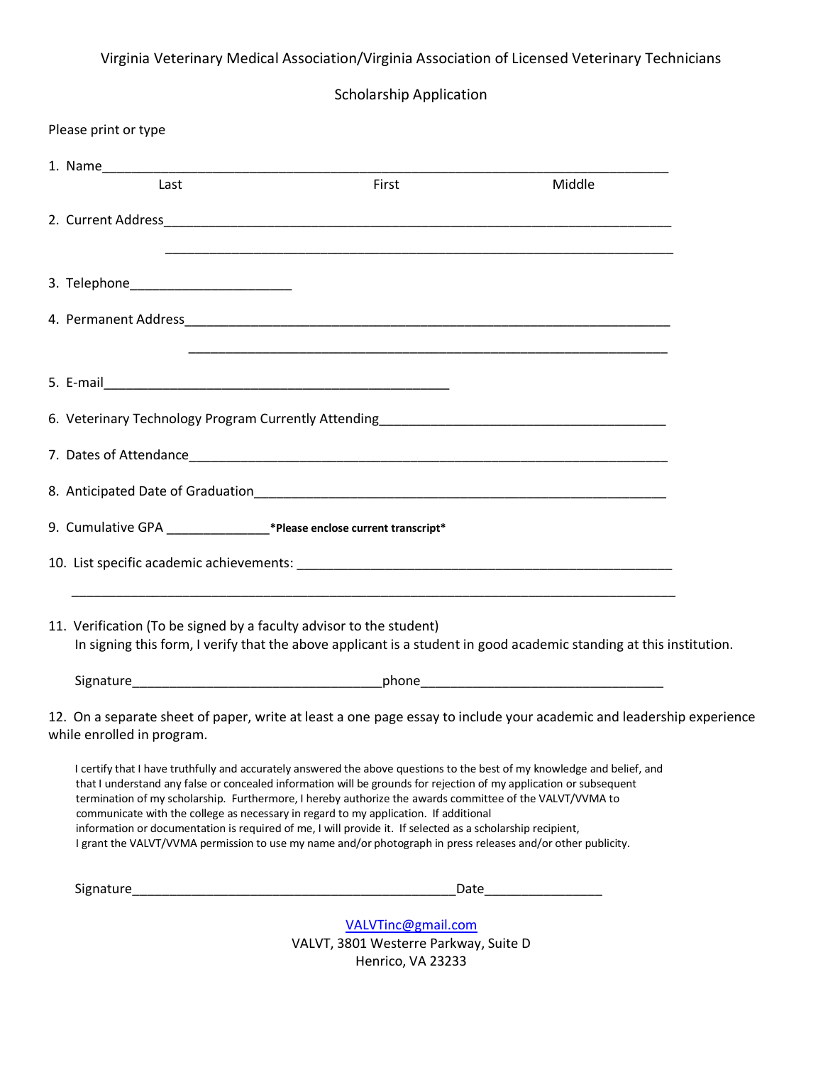Virginia Veterinary Medical Association/Virginia Association of Licensed Veterinary Technicians

Scholarship Application

Please print or type

1. Name_______________________________________________________________________________
   Last                                        First                                        Middle

2. Current Address______________________________________________________________________

   ______________________________________________________________________

3. Telephone______________________

4. Permanent Address____________________________________________________________________

   ___________________________________________________________________

5. E-mail________________________________________________

6. Veterinary Technology Program Currently Attending________________________________________

7. Dates of Attendance___________________________________________________________________

8. Anticipated Date of Graduation_________________________________________________________

9. Cumulative GPA ______________ ***Please enclose current transcript***

10. List specific academic achievements: ____________________________________________________

    __________________________________________________________________________________

11. Verification (To be signed by a faculty advisor to the student)
    In signing this form, I verify that the above applicant is a student in good academic standing at this institution.

    Signature__________________________________phone_________________________________

12. On a separate sheet of paper, write at least a one page essay to include your academic and leadership experience while enrolled in program.

I certify that I have truthfully and accurately answered the above questions to the best of my knowledge and belief, and that I understand any false or concealed information will be grounds for rejection of my application or subsequent termination of my scholarship. Furthermore, I hereby authorize the awards committee of the VALVT/VVMA to communicate with the college as necessary in regard to my application. If additional information or documentation is required of me, I will provide it. If selected as a scholarship recipient, I grant the VALVT/VVMA permission to use my name and/or photograph in press releases and/or other publicity.

Signature____________________________________________Date________________

VALVTinc@gmail.com
VALVT, 3801 Westerre Parkway, Suite D
Henrico, VA 23233